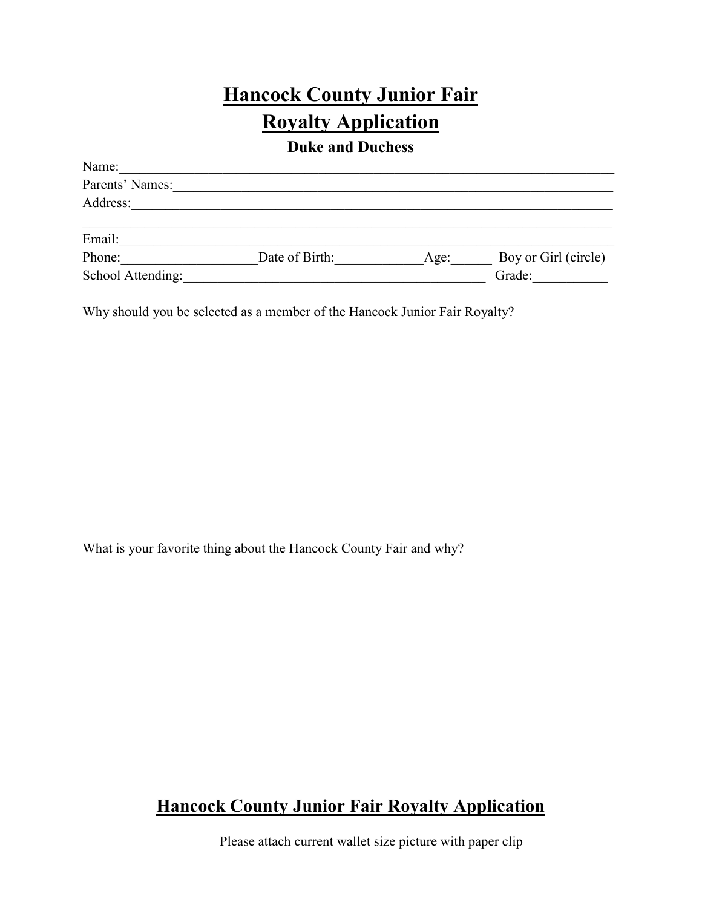# Hancock County Junior Fair

# Royalty Application

### Duke and Duchess

Name:_______________________________________________________________________

Parents' Names:_______________________________________________________________

Address:_____________________________________________________________________

_____________________________________________________________________________

Email:_______________________________________________________________________

Phone:___________________Date of Birth:_____________Age:______ Boy or Girl (circle)

School Attending:_____________________________________________ Grade:___________

Why should you be selected as a member of the Hancock Junior Fair Royalty?

What is your favorite thing about the Hancock County Fair and why?

## Hancock County Junior Fair Royalty Application

Please attach current wallet size picture with paper clip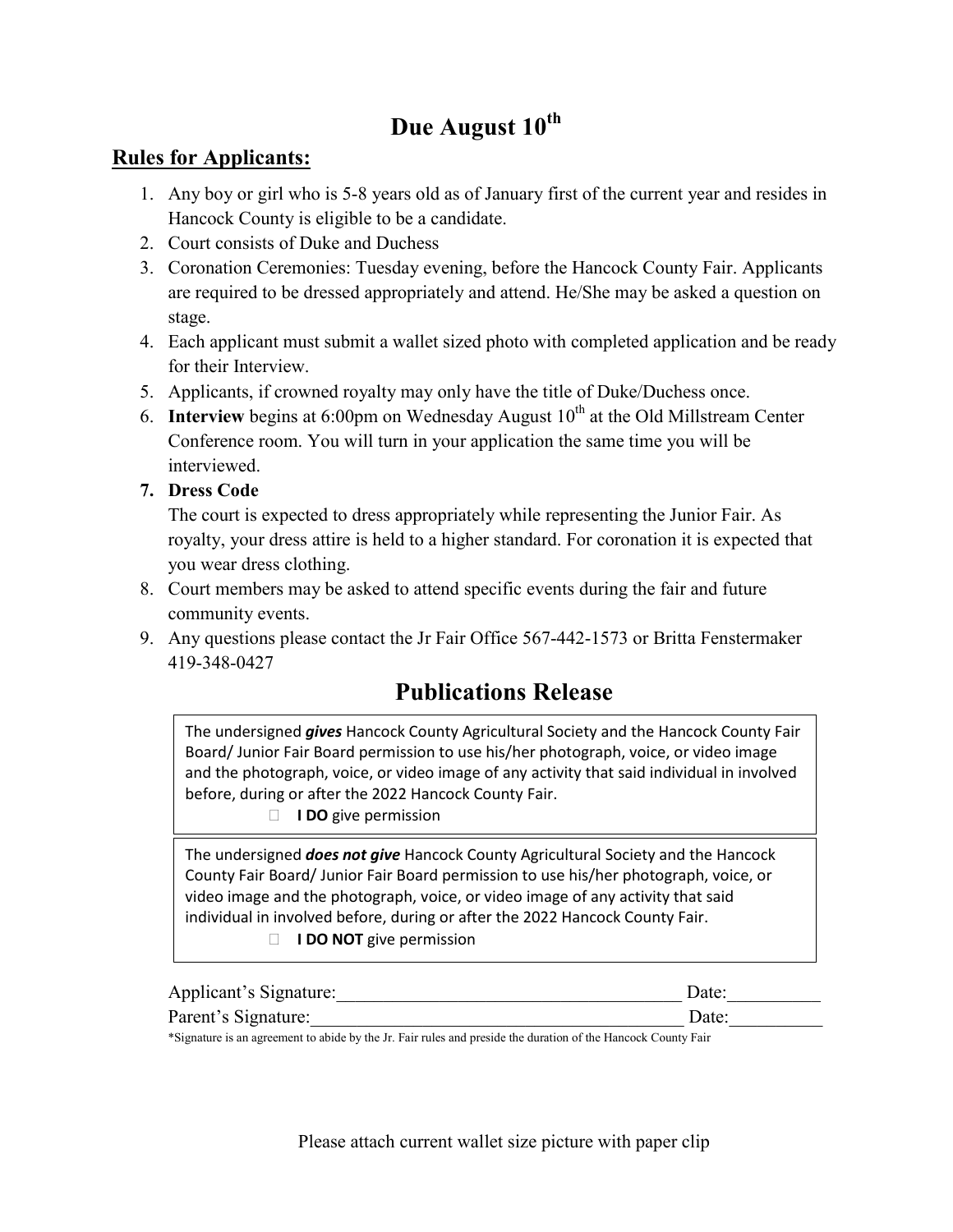# Due August 10th

## Rules for Applicants:

1. Any boy or girl who is 5-8 years old as of January first of the current year and resides in Hancock County is eligible to be a candidate.
2. Court consists of Duke and Duchess
3. Coronation Ceremonies: Tuesday evening, before the Hancock County Fair. Applicants are required to be dressed appropriately and attend. He/She may be asked a question on stage.
4. Each applicant must submit a wallet sized photo with completed application and be ready for their Interview.
5. Applicants, if crowned royalty may only have the title of Duke/Duchess once.
6. **Interview** begins at 6:00pm on Wednesday August 10th at the Old Millstream Center Conference room. You will turn in your application the same time you will be interviewed.
7. **Dress Code**
   The court is expected to dress appropriately while representing the Junior Fair. As royalty, your dress attire is held to a higher standard. For coronation it is expected that you wear dress clothing.
8. Court members may be asked to attend specific events during the fair and future community events.
9. Any questions please contact the Jr Fair Office 567-442-1573 or Britta Fenstermaker 419-348-0427

## Publications Release

The undersigned ***gives*** Hancock County Agricultural Society and the Hancock County Fair Board/ Junior Fair Board permission to use his/her photograph, voice, or video image and the photograph, voice, or video image of any activity that said individual in involved before, during or after the 2022 Hancock County Fair.

☐ **I DO** give permission

The undersigned ***does not give*** Hancock County Agricultural Society and the Hancock County Fair Board/ Junior Fair Board permission to use his/her photograph, voice, or video image and the photograph, voice, or video image of any activity that said individual in involved before, during or after the 2022 Hancock County Fair.

☐ **I DO NOT** give permission

Applicant's Signature:______________________________________ Date:__________

Parent's Signature:________________________________________ Date:__________

*Signature is an agreement to abide by the Jr. Fair rules and preside the duration of the Hancock County Fair

Please attach current wallet size picture with paper clip